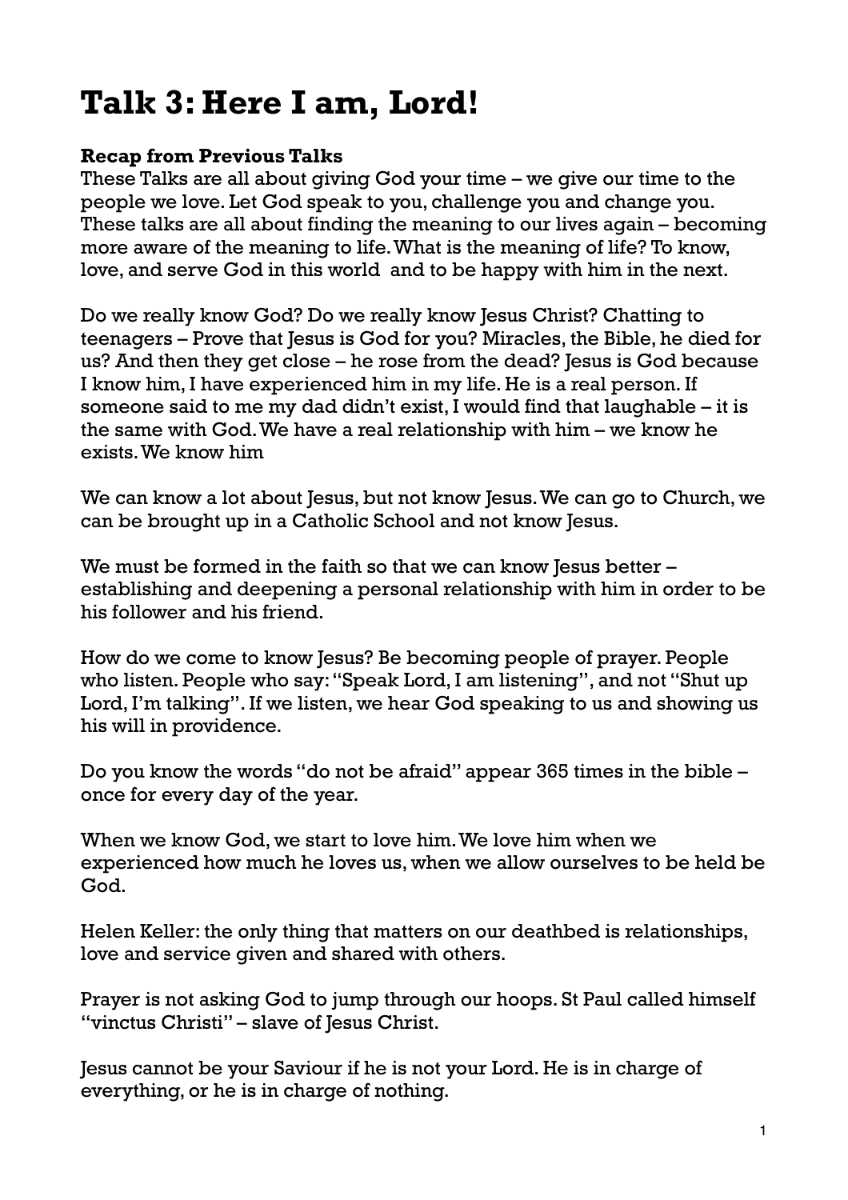# Talk 3: Here I am, Lord!

**Recap from Previous Talks**

These Talks are all about giving God your time – we give our time to the people we love. Let God speak to you, challenge you and change you. These talks are all about finding the meaning to our lives again – becoming more aware of the meaning to life. What is the meaning of life? To know, love, and serve God in this world and to be happy with him in the next.

Do we really know God? Do we really know Jesus Christ? Chatting to teenagers – Prove that Jesus is God for you? Miracles, the Bible, he died for us? And then they get close – he rose from the dead? Jesus is God because I know him, I have experienced him in my life. He is a real person. If someone said to me my dad didn't exist, I would find that laughable – it is the same with God. We have a real relationship with him – we know he exists. We know him

We can know a lot about Jesus, but not know Jesus. We can go to Church, we can be brought up in a Catholic School and not know Jesus.

We must be formed in the faith so that we can know Jesus better – establishing and deepening a personal relationship with him in order to be his follower and his friend.

How do we come to know Jesus? Be becoming people of prayer. People who listen. People who say: "Speak Lord, I am listening", and not "Shut up Lord, I'm talking". If we listen, we hear God speaking to us and showing us his will in providence.

Do you know the words "do not be afraid" appear 365 times in the bible – once for every day of the year.

When we know God, we start to love him. We love him when we experienced how much he loves us, when we allow ourselves to be held be God.

Helen Keller: the only thing that matters on our deathbed is relationships, love and service given and shared with others.

Prayer is not asking God to jump through our hoops. St Paul called himself "vinctus Christi" – slave of Jesus Christ.

Jesus cannot be your Saviour if he is not your Lord. He is in charge of everything, or he is in charge of nothing.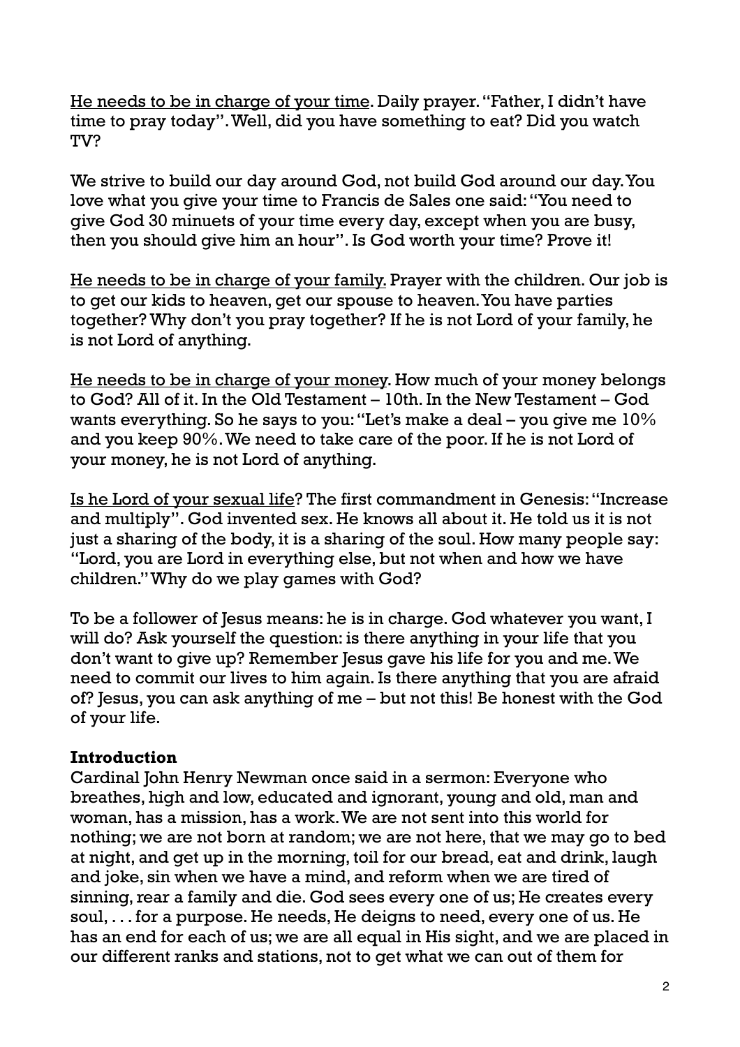<u>He needs to be in charge of your time</u>. Daily prayer. "Father, I didn't have time to pray today". Well, did you have something to eat? Did you watch TV?

We strive to build our day around God, not build God around our day. You love what you give your time to Francis de Sales one said: "You need to give God 30 minuets of your time every day, except when you are busy, then you should give him an hour". Is God worth your time? Prove it!

<u>He needs to be in charge of your family.</u> Prayer with the children. Our job is to get our kids to heaven, get our spouse to heaven. You have parties together? Why don't you pray together? If he is not Lord of your family, he is not Lord of anything.

<u>He needs to be in charge of your money</u>. How much of your money belongs to God? All of it. In the Old Testament – 10th. In the New Testament – God wants everything. So he says to you: "Let's make a deal – you give me 10% and you keep 90%. We need to take care of the poor. If he is not Lord of your money, he is not Lord of anything.

<u>Is he Lord of your sexual life</u>? The first commandment in Genesis: "Increase and multiply". God invented sex. He knows all about it. He told us it is not just a sharing of the body, it is a sharing of the soul. How many people say: "Lord, you are Lord in everything else, but not when and how we have children." Why do we play games with God?

To be a follower of Jesus means: he is in charge. God whatever you want, I will do? Ask yourself the question: is there anything in your life that you don't want to give up? Remember Jesus gave his life for you and me. We need to commit our lives to him again. Is there anything that you are afraid of? Jesus, you can ask anything of me – but not this! Be honest with the God of your life.

**Introduction**

Cardinal John Henry Newman once said in a sermon: Everyone who breathes, high and low, educated and ignorant, young and old, man and woman, has a mission, has a work. We are not sent into this world for nothing; we are not born at random; we are not here, that we may go to bed at night, and get up in the morning, toil for our bread, eat and drink, laugh and joke, sin when we have a mind, and reform when we are tired of sinning, rear a family and die. God sees every one of us; He creates every soul, . . . for a purpose. He needs, He deigns to need, every one of us. He has an end for each of us; we are all equal in His sight, and we are placed in our different ranks and stations, not to get what we can out of them for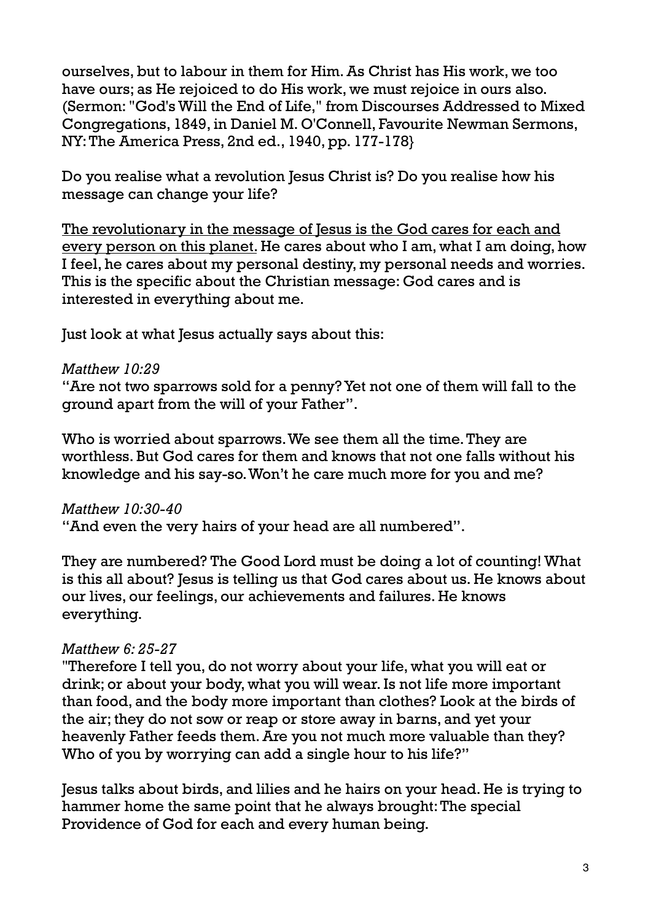ourselves, but to labour in them for Him. As Christ has His work, we too have ours; as He rejoiced to do His work, we must rejoice in ours also. (Sermon: "God's Will the End of Life," from Discourses Addressed to Mixed Congregations, 1849, in Daniel M. O'Connell, Favourite Newman Sermons, NY: The America Press, 2nd ed., 1940, pp. 177-178}

Do you realise what a revolution Jesus Christ is? Do you realise how his message can change your life?

<u>The revolutionary in the message of Jesus is the God cares for each and every person on this planet.</u> He cares about who I am, what I am doing, how I feel, he cares about my personal destiny, my personal needs and worries. This is the specific about the Christian message: God cares and is interested in everything about me.

Just look at what Jesus actually says about this:

*Matthew 10:29*
"Are not two sparrows sold for a penny? Yet not one of them will fall to the ground apart from the will of your Father".

Who is worried about sparrows. We see them all the time. They are worthless. But God cares for them and knows that not one falls without his knowledge and his say-so. Won't he care much more for you and me?

*Matthew 10:30-40*
"And even the very hairs of your head are all numbered".

They are numbered? The Good Lord must be doing a lot of counting! What is this all about? Jesus is telling us that God cares about us. He knows about our lives, our feelings, our achievements and failures. He knows everything.

*Matthew 6: 25-27*
"Therefore I tell you, do not worry about your life, what you will eat or drink; or about your body, what you will wear. Is not life more important than food, and the body more important than clothes? Look at the birds of the air; they do not sow or reap or store away in barns, and yet your heavenly Father feeds them. Are you not much more valuable than they? Who of you by worrying can add a single hour to his life?"

Jesus talks about birds, and lilies and he hairs on your head. He is trying to hammer home the same point that he always brought: The special Providence of God for each and every human being.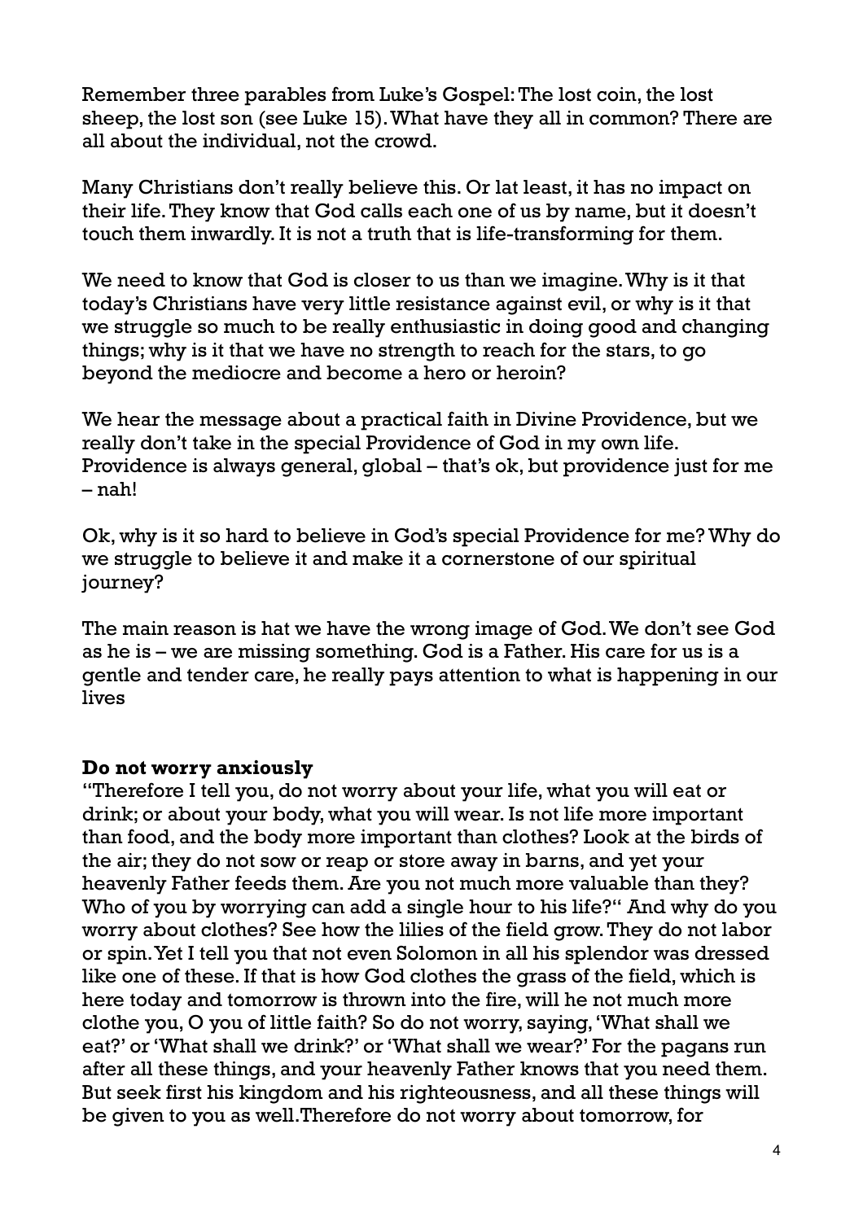Remember three parables from Luke's Gospel: The lost coin, the lost sheep, the lost son (see Luke 15). What have they all in common? There are all about the individual, not the crowd.

Many Christians don't really believe this. Or lat least, it has no impact on their life. They know that God calls each one of us by name, but it doesn't touch them inwardly. It is not a truth that is life-transforming for them.

We need to know that God is closer to us than we imagine. Why is it that today's Christians have very little resistance against evil, or why is it that we struggle so much to be really enthusiastic in doing good and changing things; why is it that we have no strength to reach for the stars, to go beyond the mediocre and become a hero or heroin?

We hear the message about a practical faith in Divine Providence, but we really don't take in the special Providence of God in my own life. Providence is always general, global – that's ok, but providence just for me – nah!

Ok, why is it so hard to believe in God's special Providence for me? Why do we struggle to believe it and make it a cornerstone of our spiritual journey?

The main reason is hat we have the wrong image of God. We don't see God as he is – we are missing something. God is a Father. His care for us is a gentle and tender care, he really pays attention to what is happening in our lives

**Do not worry anxiously**

"Therefore I tell you, do not worry about your life, what you will eat or drink; or about your body, what you will wear. Is not life more important than food, and the body more important than clothes? Look at the birds of the air; they do not sow or reap or store away in barns, and yet your heavenly Father feeds them. Are you not much more valuable than they? Who of you by worrying can add a single hour to his life?" And why do you worry about clothes? See how the lilies of the field grow. They do not labor or spin. Yet I tell you that not even Solomon in all his splendor was dressed like one of these. If that is how God clothes the grass of the field, which is here today and tomorrow is thrown into the fire, will he not much more clothe you, O you of little faith? So do not worry, saying, 'What shall we eat?' or 'What shall we drink?' or 'What shall we wear?' For the pagans run after all these things, and your heavenly Father knows that you need them. But seek first his kingdom and his righteousness, and all these things will be given to you as well.Therefore do not worry about tomorrow, for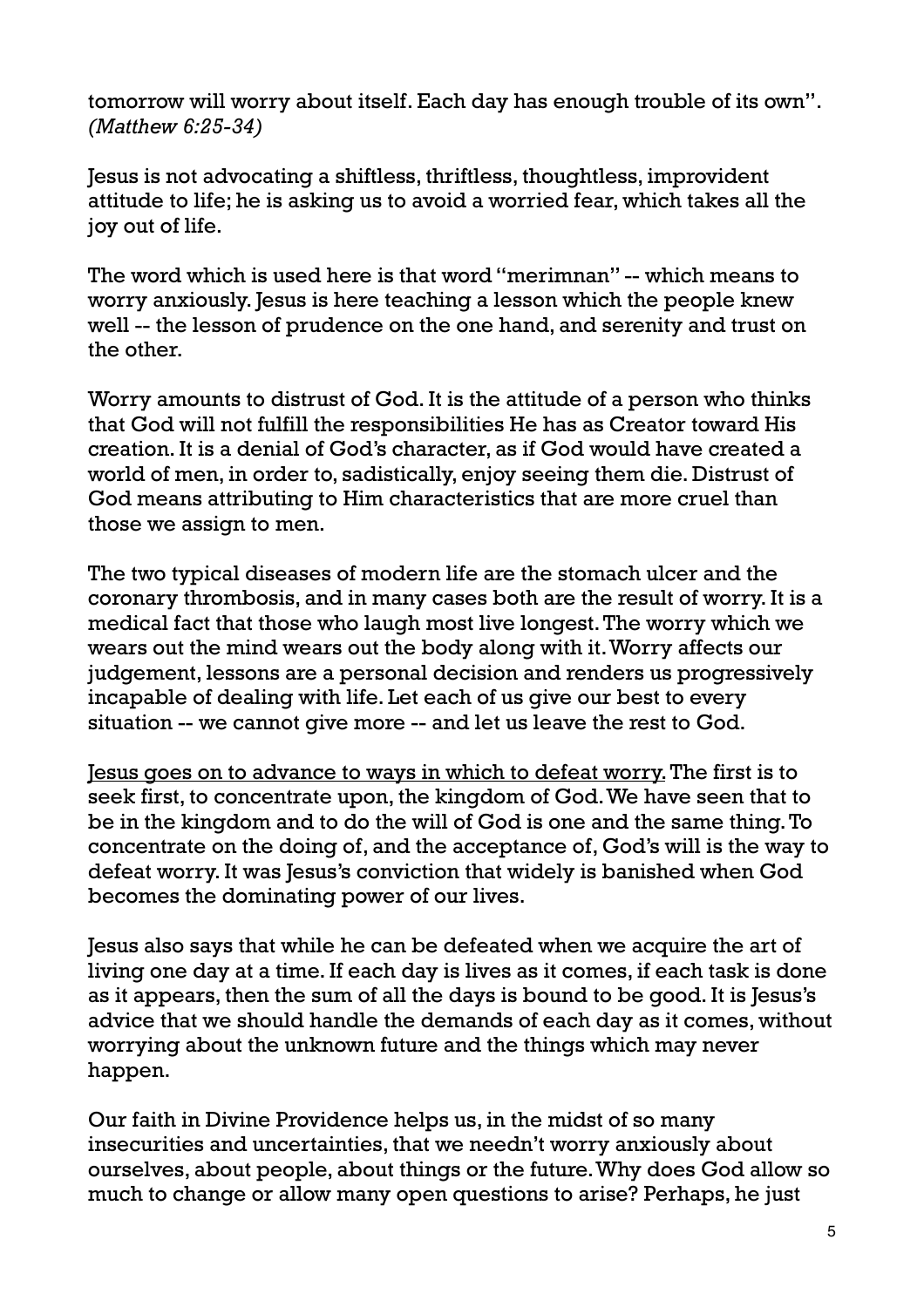tomorrow will worry about itself. Each day has enough trouble of its own". *(Matthew 6:25-34)*

Jesus is not advocating a shiftless, thriftless, thoughtless, improvident attitude to life; he is asking us to avoid a worried fear, which takes all the joy out of life.

The word which is used here is that word "merimnan" -- which means to worry anxiously. Jesus is here teaching a lesson which the people knew well -- the lesson of prudence on the one hand, and serenity and trust on the other.

Worry amounts to distrust of God. It is the attitude of a person who thinks that God will not fulfill the responsibilities He has as Creator toward His creation. It is a denial of God's character, as if God would have created a world of men, in order to, sadistically, enjoy seeing them die. Distrust of God means attributing to Him characteristics that are more cruel than those we assign to men.

The two typical diseases of modern life are the stomach ulcer and the coronary thrombosis, and in many cases both are the result of worry. It is a medical fact that those who laugh most live longest. The worry which we wears out the mind wears out the body along with it. Worry affects our judgement, lessons are a personal decision and renders us progressively incapable of dealing with life. Let each of us give our best to every situation -- we cannot give more -- and let us leave the rest to God.

<u>Jesus goes on to advance to ways in which to defeat worry.</u> The first is to seek first, to concentrate upon, the kingdom of God. We have seen that to be in the kingdom and to do the will of God is one and the same thing. To concentrate on the doing of, and the acceptance of, God's will is the way to defeat worry. It was Jesus's conviction that widely is banished when God becomes the dominating power of our lives.

Jesus also says that while he can be defeated when we acquire the art of living one day at a time. If each day is lives as it comes, if each task is done as it appears, then the sum of all the days is bound to be good. It is Jesus's advice that we should handle the demands of each day as it comes, without worrying about the unknown future and the things which may never happen.

Our faith in Divine Providence helps us, in the midst of so many insecurities and uncertainties, that we needn't worry anxiously about ourselves, about people, about things or the future. Why does God allow so much to change or allow many open questions to arise? Perhaps, he just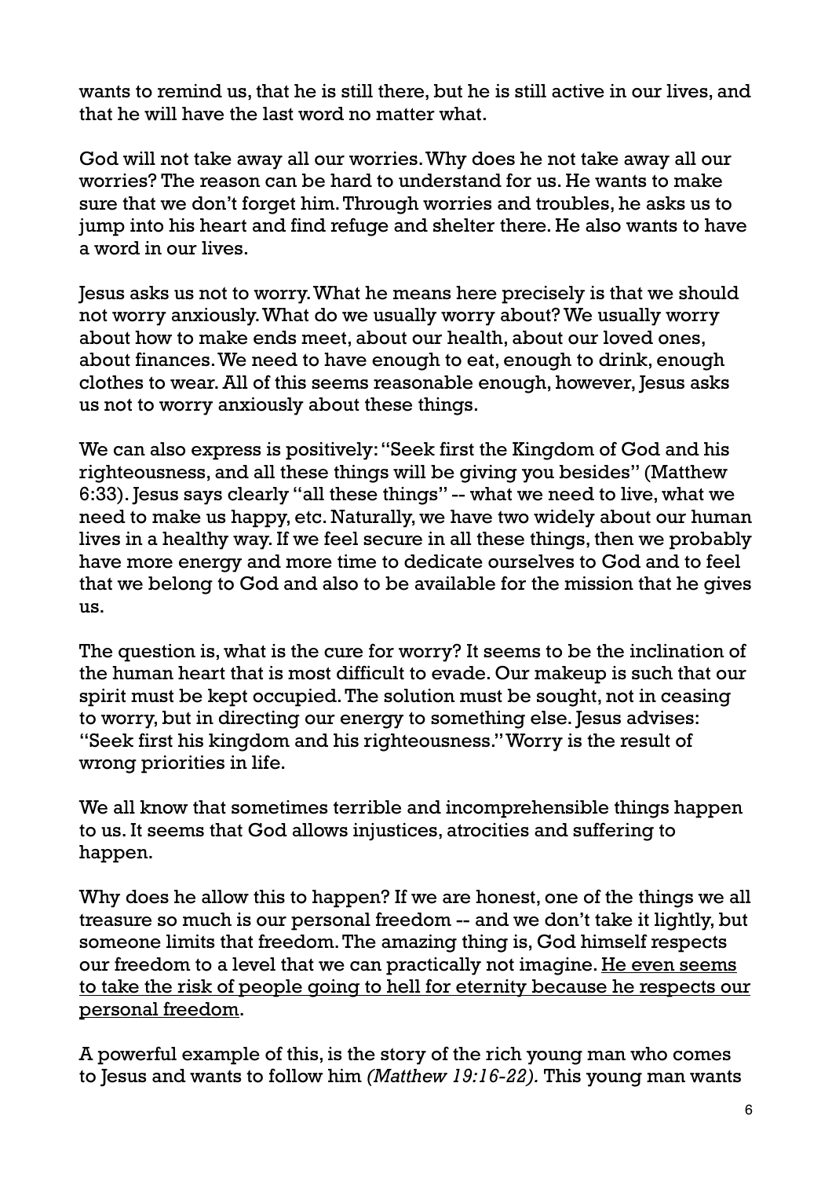wants to remind us, that he is still there, but he is still active in our lives, and that he will have the last word no matter what.

God will not take away all our worries. Why does he not take away all our worries? The reason can be hard to understand for us. He wants to make sure that we don't forget him. Through worries and troubles, he asks us to jump into his heart and find refuge and shelter there. He also wants to have a word in our lives.

Jesus asks us not to worry. What he means here precisely is that we should not worry anxiously. What do we usually worry about? We usually worry about how to make ends meet, about our health, about our loved ones, about finances. We need to have enough to eat, enough to drink, enough clothes to wear. All of this seems reasonable enough, however, Jesus asks us not to worry anxiously about these things.

We can also express is positively: "Seek first the Kingdom of God and his righteousness, and all these things will be giving you besides" (Matthew 6:33). Jesus says clearly "all these things" -- what we need to live, what we need to make us happy, etc. Naturally, we have two widely about our human lives in a healthy way. If we feel secure in all these things, then we probably have more energy and more time to dedicate ourselves to God and to feel that we belong to God and also to be available for the mission that he gives us.

The question is, what is the cure for worry? It seems to be the inclination of the human heart that is most difficult to evade. Our makeup is such that our spirit must be kept occupied. The solution must be sought, not in ceasing to worry, but in directing our energy to something else. Jesus advises: "Seek first his kingdom and his righteousness." Worry is the result of wrong priorities in life.

We all know that sometimes terrible and incomprehensible things happen to us. It seems that God allows injustices, atrocities and suffering to happen.

Why does he allow this to happen? If we are honest, one of the things we all treasure so much is our personal freedom -- and we don't take it lightly, but someone limits that freedom. The amazing thing is, God himself respects our freedom to a level that we can practically not imagine. <u>He even seems to take the risk of people going to hell for eternity because he respects our personal freedom</u>.

A powerful example of this, is the story of the rich young man who comes to Jesus and wants to follow him *(Matthew 19:16-22).* This young man wants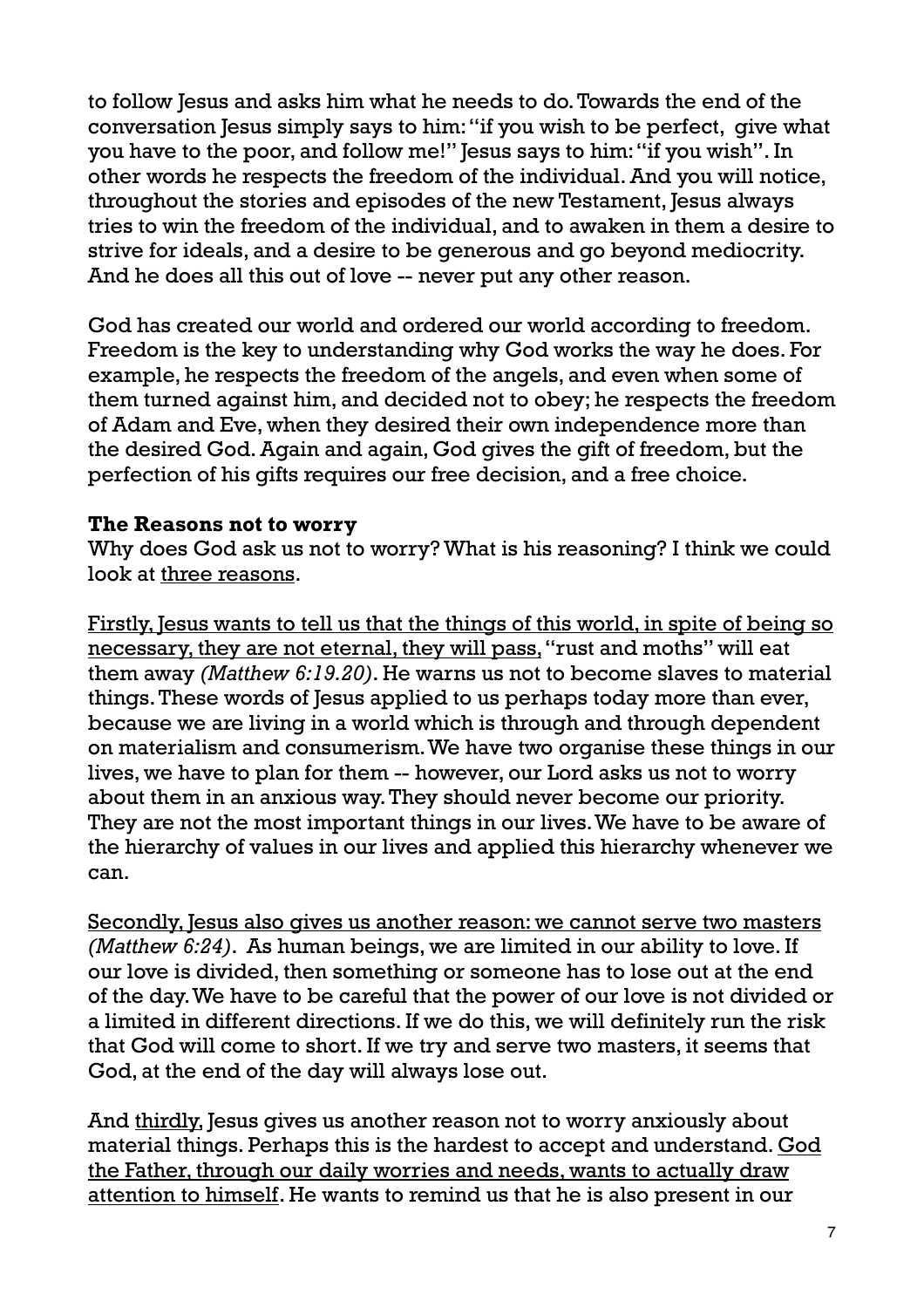to follow Jesus and asks him what he needs to do. Towards the end of the conversation Jesus simply says to him: "if you wish to be perfect, give what you have to the poor, and follow me!" Jesus says to him: "if you wish". In other words he respects the freedom of the individual. And you will notice, throughout the stories and episodes of the new Testament, Jesus always tries to win the freedom of the individual, and to awaken in them a desire to strive for ideals, and a desire to be generous and go beyond mediocrity. And he does all this out of love -- never put any other reason.

God has created our world and ordered our world according to freedom. Freedom is the key to understanding why God works the way he does. For example, he respects the freedom of the angels, and even when some of them turned against him, and decided not to obey; he respects the freedom of Adam and Eve, when they desired their own independence more than the desired God. Again and again, God gives the gift of freedom, but the perfection of his gifts requires our free decision, and a free choice.

**The Reasons not to worry**
Why does God ask us not to worry? What is his reasoning? I think we could look at <u>three reasons</u>.

<u>Firstly, Jesus wants to tell us that the things of this world, in spite of being so necessary, they are not eternal, they will pass,</u> "rust and moths" will eat them away *(Matthew 6:19.20)*. He warns us not to become slaves to material things. These words of Jesus applied to us perhaps today more than ever, because we are living in a world which is through and through dependent on materialism and consumerism. We have two organise these things in our lives, we have to plan for them -- however, our Lord asks us not to worry about them in an anxious way. They should never become our priority. They are not the most important things in our lives. We have to be aware of the hierarchy of values in our lives and applied this hierarchy whenever we can.

<u>Secondly, Jesus also gives us another reason: we cannot serve two masters</u> *(Matthew 6:24)*. As human beings, we are limited in our ability to love. If our love is divided, then something or someone has to lose out at the end of the day. We have to be careful that the power of our love is not divided or a limited in different directions. If we do this, we will definitely run the risk that God will come to short. If we try and serve two masters, it seems that God, at the end of the day will always lose out.

And <u>thirdly,</u> Jesus gives us another reason not to worry anxiously about material things. Perhaps this is the hardest to accept and understand. <u>God the Father, through our daily worries and needs, wants to actually draw attention to himself</u>. He wants to remind us that he is also present in our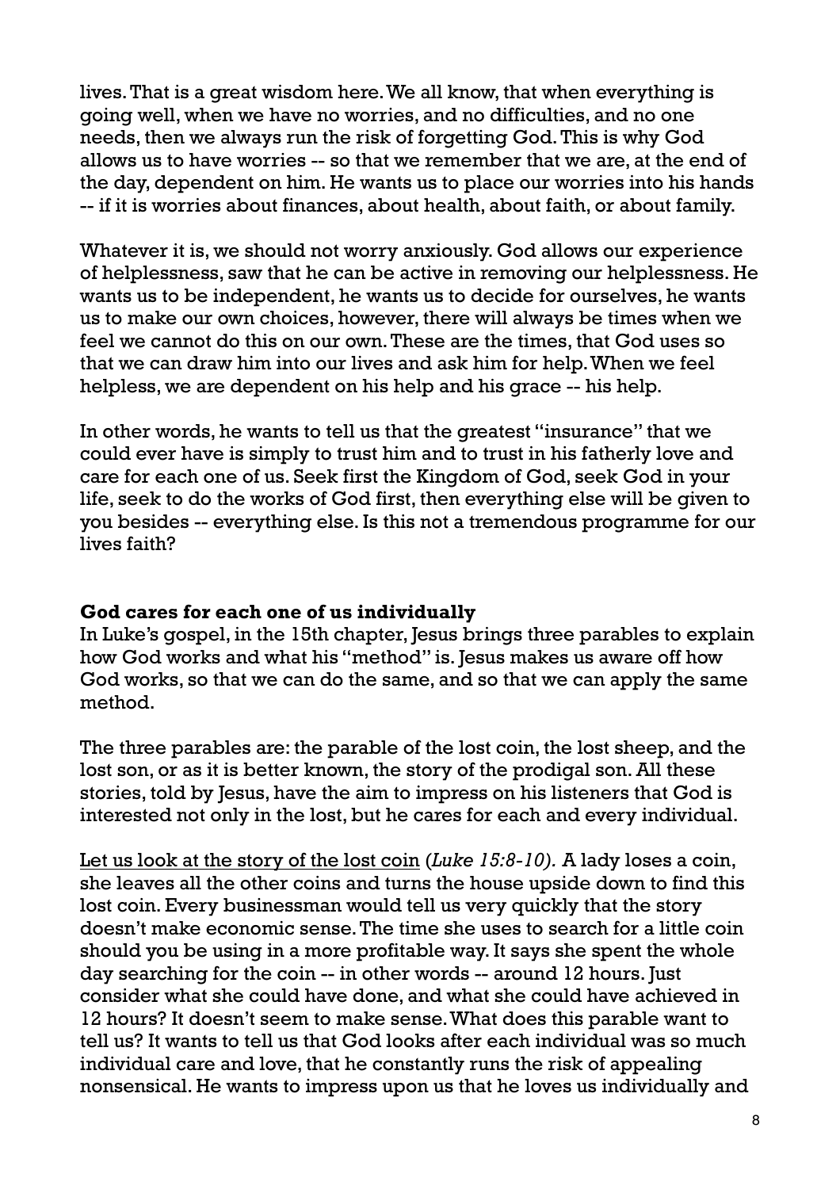lives. That is a great wisdom here. We all know, that when everything is going well, when we have no worries, and no difficulties, and no one needs, then we always run the risk of forgetting God. This is why God allows us to have worries -- so that we remember that we are, at the end of the day, dependent on him. He wants us to place our worries into his hands -- if it is worries about finances, about health, about faith, or about family.

Whatever it is, we should not worry anxiously. God allows our experience of helplessness, saw that he can be active in removing our helplessness. He wants us to be independent, he wants us to decide for ourselves, he wants us to make our own choices, however, there will always be times when we feel we cannot do this on our own. These are the times, that God uses so that we can draw him into our lives and ask him for help. When we feel helpless, we are dependent on his help and his grace -- his help.

In other words, he wants to tell us that the greatest "insurance" that we could ever have is simply to trust him and to trust in his fatherly love and care for each one of us. Seek first the Kingdom of God, seek God in your life, seek to do the works of God first, then everything else will be given to you besides -- everything else. Is this not a tremendous programme for our lives faith?

**God cares for each one of us individually**

In Luke's gospel, in the 15th chapter, Jesus brings three parables to explain how God works and what his "method" is. Jesus makes us aware off how God works, so that we can do the same, and so that we can apply the same method.

The three parables are: the parable of the lost coin, the lost sheep, and the lost son, or as it is better known, the story of the prodigal son. All these stories, told by Jesus, have the aim to impress on his listeners that God is interested not only in the lost, but he cares for each and every individual.

Let us look at the story of the lost coin (*Luke 15:8-10).* A lady loses a coin, she leaves all the other coins and turns the house upside down to find this lost coin. Every businessman would tell us very quickly that the story doesn't make economic sense. The time she uses to search for a little coin should you be using in a more profitable way. It says she spent the whole day searching for the coin -- in other words -- around 12 hours. Just consider what she could have done, and what she could have achieved in 12 hours? It doesn't seem to make sense. What does this parable want to tell us? It wants to tell us that God looks after each individual was so much individual care and love, that he constantly runs the risk of appealing nonsensical. He wants to impress upon us that he loves us individually and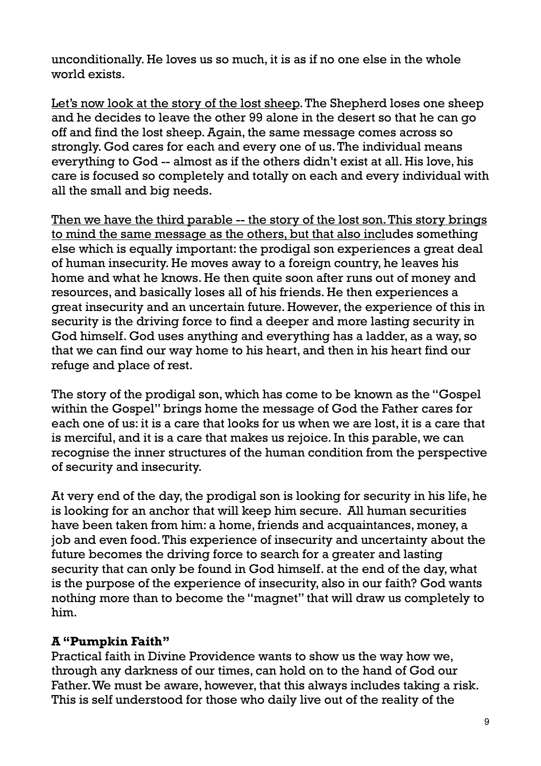unconditionally. He loves us so much, it is as if no one else in the whole world exists.

<u>Let's now look at the story of the lost sheep</u>. The Shepherd loses one sheep and he decides to leave the other 99 alone in the desert so that he can go off and find the lost sheep. Again, the same message comes across so strongly. God cares for each and every one of us. The individual means everything to God -- almost as if the others didn't exist at all. His love, his care is focused so completely and totally on each and every individual with all the small and big needs.

<u>Then we have the third parable -- the story of the lost son. This story brings to mind the same message as the others, but that also incl</u>udes something else which is equally important: the prodigal son experiences a great deal of human insecurity. He moves away to a foreign country, he leaves his home and what he knows. He then quite soon after runs out of money and resources, and basically loses all of his friends. He then experiences a great insecurity and an uncertain future. However, the experience of this in security is the driving force to find a deeper and more lasting security in God himself. God uses anything and everything has a ladder, as a way, so that we can find our way home to his heart, and then in his heart find our refuge and place of rest.

The story of the prodigal son, which has come to be known as the "Gospel within the Gospel" brings home the message of God the Father cares for each one of us: it is a care that looks for us when we are lost, it is a care that is merciful, and it is a care that makes us rejoice. In this parable, we can recognise the inner structures of the human condition from the perspective of security and insecurity.

At very end of the day, the prodigal son is looking for security in his life, he is looking for an anchor that will keep him secure. All human securities have been taken from him: a home, friends and acquaintances, money, a job and even food. This experience of insecurity and uncertainty about the future becomes the driving force to search for a greater and lasting security that can only be found in God himself. at the end of the day, what is the purpose of the experience of insecurity, also in our faith? God wants nothing more than to become the "magnet" that will draw us completely to him.

**A "Pumpkin Faith"**

Practical faith in Divine Providence wants to show us the way how we, through any darkness of our times, can hold on to the hand of God our Father. We must be aware, however, that this always includes taking a risk. This is self understood for those who daily live out of the reality of the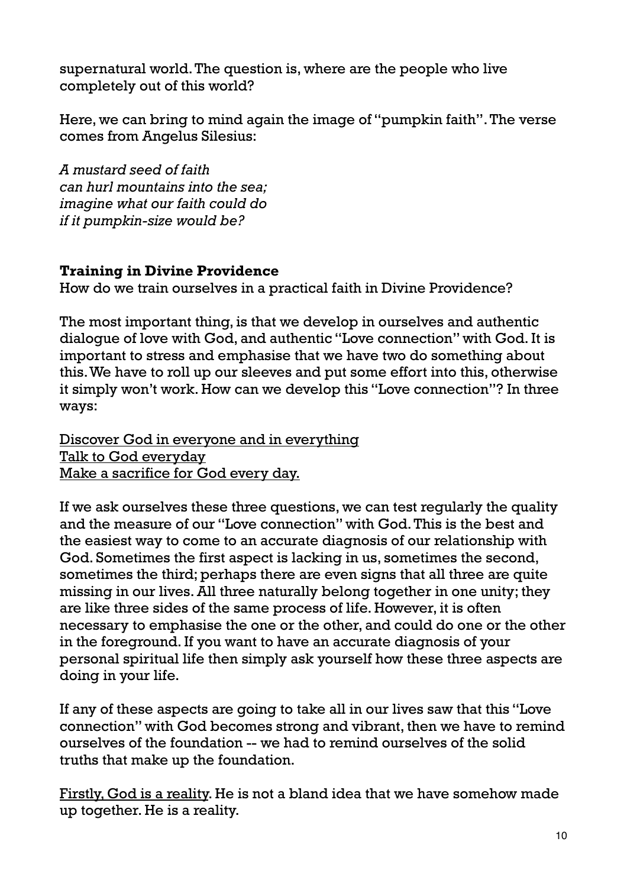supernatural world. The question is, where are the people who live completely out of this world?

Here, we can bring to mind again the image of "pumpkin faith". The verse comes from Angelus Silesius:

*A mustard seed of faith*
*can hurl mountains into the sea;*
*imagine what our faith could do*
*if it pumpkin-size would be?*

**Training in Divine Providence**

How do we train ourselves in a practical faith in Divine Providence?

The most important thing, is that we develop in ourselves and authentic dialogue of love with God, and authentic "Love connection" with God. It is important to stress and emphasise that we have two do something about this. We have to roll up our sleeves and put some effort into this, otherwise it simply won't work. How can we develop this "Love connection"? In three ways:

<u>Discover God in everyone and in everything</u>
<u>Talk to God everyday</u>
<u>Make a sacrifice for God every day.</u>

If we ask ourselves these three questions, we can test regularly the quality and the measure of our "Love connection" with God. This is the best and the easiest way to come to an accurate diagnosis of our relationship with God. Sometimes the first aspect is lacking in us, sometimes the second, sometimes the third; perhaps there are even signs that all three are quite missing in our lives. All three naturally belong together in one unity; they are like three sides of the same process of life. However, it is often necessary to emphasise the one or the other, and could do one or the other in the foreground. If you want to have an accurate diagnosis of your personal spiritual life then simply ask yourself how these three aspects are doing in your life.

If any of these aspects are going to take all in our lives saw that this "Love connection" with God becomes strong and vibrant, then we have to remind ourselves of the foundation -- we had to remind ourselves of the solid truths that make up the foundation.

<u>Firstly, God is a reality</u>. He is not a bland idea that we have somehow made up together. He is a reality.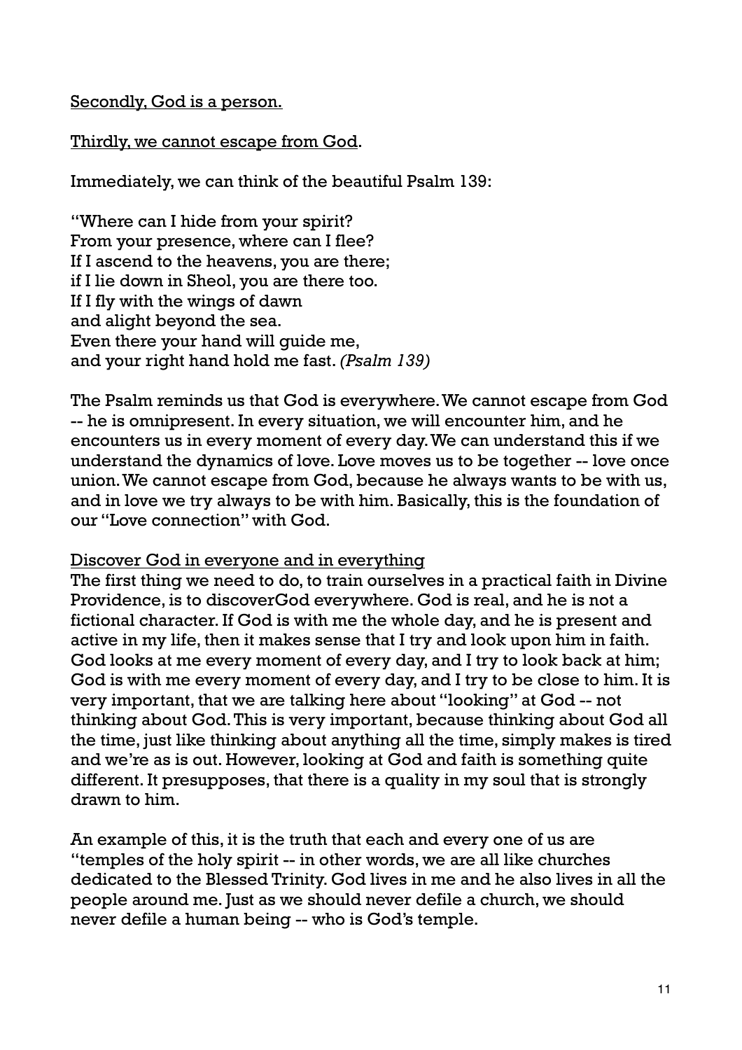<u>Secondly, God is a person.</u>

<u>Thirdly, we cannot escape from God</u>.

Immediately, we can think of the beautiful Psalm 139:

"Where can I hide from your spirit?
From your presence, where can I flee?
If I ascend to the heavens, you are there;
if I lie down in Sheol, you are there too.
If I fly with the wings of dawn
and alight beyond the sea.
Even there your hand will guide me,
and your right hand hold me fast. *(Psalm 139)*

The Psalm reminds us that God is everywhere. We cannot escape from God -- he is omnipresent. In every situation, we will encounter him, and he encounters us in every moment of every day. We can understand this if we understand the dynamics of love. Love moves us to be together -- love once union. We cannot escape from God, because he always wants to be with us, and in love we try always to be with him. Basically, this is the foundation of our "Love connection" with God.

<u>Discover God in everyone and in everything</u>

The first thing we need to do, to train ourselves in a practical faith in Divine Providence, is to discoverGod everywhere. God is real, and he is not a fictional character. If God is with me the whole day, and he is present and active in my life, then it makes sense that I try and look upon him in faith. God looks at me every moment of every day, and I try to look back at him; God is with me every moment of every day, and I try to be close to him. It is very important, that we are talking here about "looking" at God -- not thinking about God. This is very important, because thinking about God all the time, just like thinking about anything all the time, simply makes is tired and we're as is out. However, looking at God and faith is something quite different. It presupposes, that there is a quality in my soul that is strongly drawn to him.

An example of this, it is the truth that each and every one of us are "temples of the holy spirit -- in other words, we are all like churches dedicated to the Blessed Trinity. God lives in me and he also lives in all the people around me. Just as we should never defile a church, we should never defile a human being -- who is God's temple.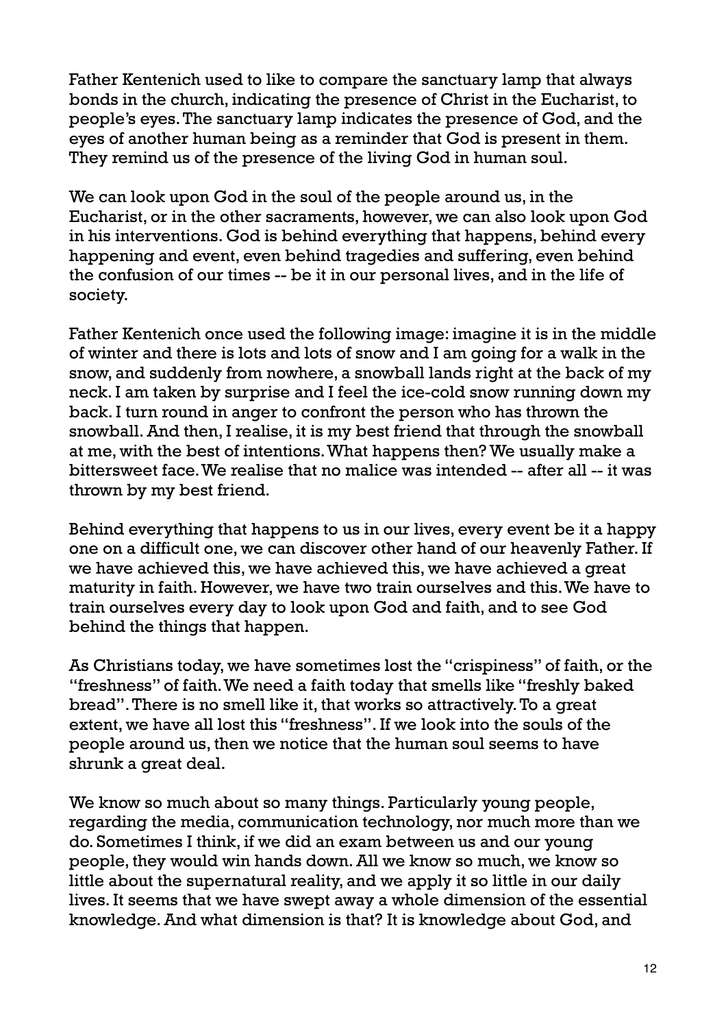Father Kentenich used to like to compare the sanctuary lamp that always bonds in the church, indicating the presence of Christ in the Eucharist, to people's eyes. The sanctuary lamp indicates the presence of God, and the eyes of another human being as a reminder that God is present in them. They remind us of the presence of the living God in human soul.

We can look upon God in the soul of the people around us, in the Eucharist, or in the other sacraments, however, we can also look upon God in his interventions. God is behind everything that happens, behind every happening and event, even behind tragedies and suffering, even behind the confusion of our times -- be it in our personal lives, and in the life of society.

Father Kentenich once used the following image: imagine it is in the middle of winter and there is lots and lots of snow and I am going for a walk in the snow, and suddenly from nowhere, a snowball lands right at the back of my neck. I am taken by surprise and I feel the ice-cold snow running down my back. I turn round in anger to confront the person who has thrown the snowball. And then, I realise, it is my best friend that through the snowball at me, with the best of intentions. What happens then? We usually make a bittersweet face. We realise that no malice was intended -- after all -- it was thrown by my best friend.

Behind everything that happens to us in our lives, every event be it a happy one on a difficult one, we can discover other hand of our heavenly Father. If we have achieved this, we have achieved this, we have achieved a great maturity in faith. However, we have two train ourselves and this. We have to train ourselves every day to look upon God and faith, and to see God behind the things that happen.

As Christians today, we have sometimes lost the "crispiness" of faith, or the "freshness" of faith. We need a faith today that smells like "freshly baked bread". There is no smell like it, that works so attractively. To a great extent, we have all lost this "freshness". If we look into the souls of the people around us, then we notice that the human soul seems to have shrunk a great deal.

We know so much about so many things. Particularly young people, regarding the media, communication technology, nor much more than we do. Sometimes I think, if we did an exam between us and our young people, they would win hands down. All we know so much, we know so little about the supernatural reality, and we apply it so little in our daily lives. It seems that we have swept away a whole dimension of the essential knowledge. And what dimension is that? It is knowledge about God, and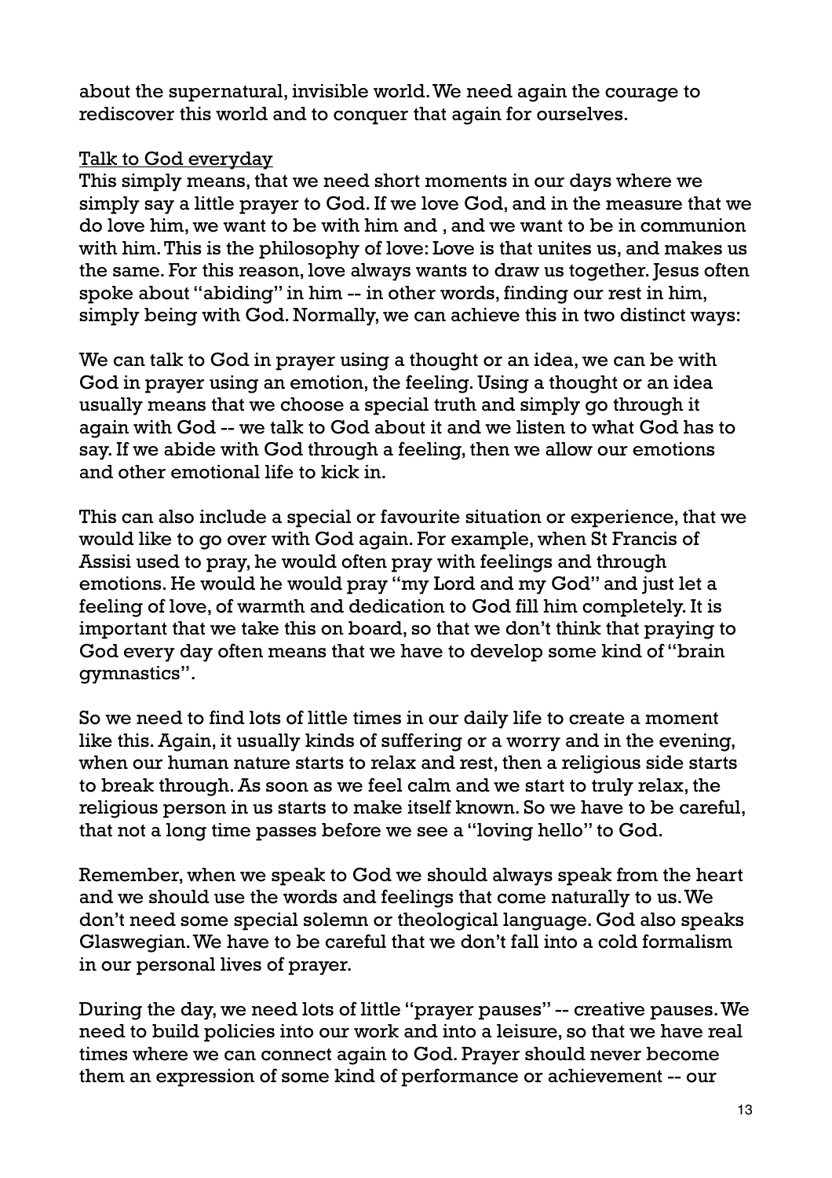about the supernatural, invisible world. We need again the courage to rediscover this world and to conquer that again for ourselves.

<u>Talk to God everyday</u>

This simply means, that we need short moments in our days where we simply say a little prayer to God. If we love God, and in the measure that we do love him, we want to be with him and , and we want to be in communion with him. This is the philosophy of love: Love is that unites us, and makes us the same. For this reason, love always wants to draw us together. Jesus often spoke about "abiding" in him -- in other words, finding our rest in him, simply being with God. Normally, we can achieve this in two distinct ways:

We can talk to God in prayer using a thought or an idea, we can be with God in prayer using an emotion, the feeling. Using a thought or an idea usually means that we choose a special truth and simply go through it again with God -- we talk to God about it and we listen to what God has to say. If we abide with God through a feeling, then we allow our emotions and other emotional life to kick in.

This can also include a special or favourite situation or experience, that we would like to go over with God again. For example, when St Francis of Assisi used to pray, he would often pray with feelings and through emotions. He would he would pray "my Lord and my God" and just let a feeling of love, of warmth and dedication to God fill him completely. It is important that we take this on board, so that we don't think that praying to God every day often means that we have to develop some kind of "brain gymnastics".

So we need to find lots of little times in our daily life to create a moment like this. Again, it usually kinds of suffering or a worry and in the evening, when our human nature starts to relax and rest, then a religious side starts to break through. As soon as we feel calm and we start to truly relax, the religious person in us starts to make itself known. So we have to be careful, that not a long time passes before we see a "loving hello" to God.

Remember, when we speak to God we should always speak from the heart and we should use the words and feelings that come naturally to us. We don't need some special solemn or theological language. God also speaks Glaswegian. We have to be careful that we don't fall into a cold formalism in our personal lives of prayer.

During the day, we need lots of little "prayer pauses" -- creative pauses. We need to build policies into our work and into a leisure, so that we have real times where we can connect again to God. Prayer should never become them an expression of some kind of performance or achievement -- our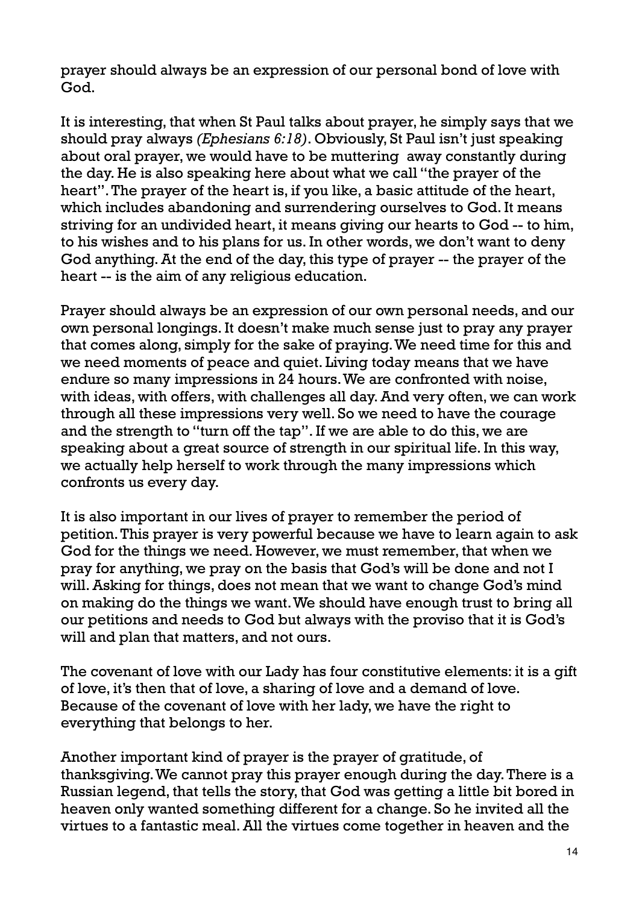prayer should always be an expression of our personal bond of love with God.

It is interesting, that when St Paul talks about prayer, he simply says that we should pray always *(Ephesians 6:18)*. Obviously, St Paul isn't just speaking about oral prayer, we would have to be muttering  away constantly during the day. He is also speaking here about what we call "the prayer of the heart". The prayer of the heart is, if you like, a basic attitude of the heart, which includes abandoning and surrendering ourselves to God. It means striving for an undivided heart, it means giving our hearts to God -- to him, to his wishes and to his plans for us. In other words, we don't want to deny God anything. At the end of the day, this type of prayer -- the prayer of the heart -- is the aim of any religious education.

Prayer should always be an expression of our own personal needs, and our own personal longings. It doesn't make much sense just to pray any prayer that comes along, simply for the sake of praying. We need time for this and we need moments of peace and quiet. Living today means that we have endure so many impressions in 24 hours. We are confronted with noise, with ideas, with offers, with challenges all day. And very often, we can work through all these impressions very well. So we need to have the courage and the strength to "turn off the tap". If we are able to do this, we are speaking about a great source of strength in our spiritual life. In this way, we actually help herself to work through the many impressions which confronts us every day.

It is also important in our lives of prayer to remember the period of petition. This prayer is very powerful because we have to learn again to ask God for the things we need. However, we must remember, that when we pray for anything, we pray on the basis that God's will be done and not I will. Asking for things, does not mean that we want to change God's mind on making do the things we want. We should have enough trust to bring all our petitions and needs to God but always with the proviso that it is God's will and plan that matters, and not ours.

The covenant of love with our Lady has four constitutive elements: it is a gift of love, it's then that of love, a sharing of love and a demand of love. Because of the covenant of love with her lady, we have the right to everything that belongs to her.

Another important kind of prayer is the prayer of gratitude, of thanksgiving. We cannot pray this prayer enough during the day. There is a Russian legend, that tells the story, that God was getting a little bit bored in heaven only wanted something different for a change. So he invited all the virtues to a fantastic meal. All the virtues come together in heaven and the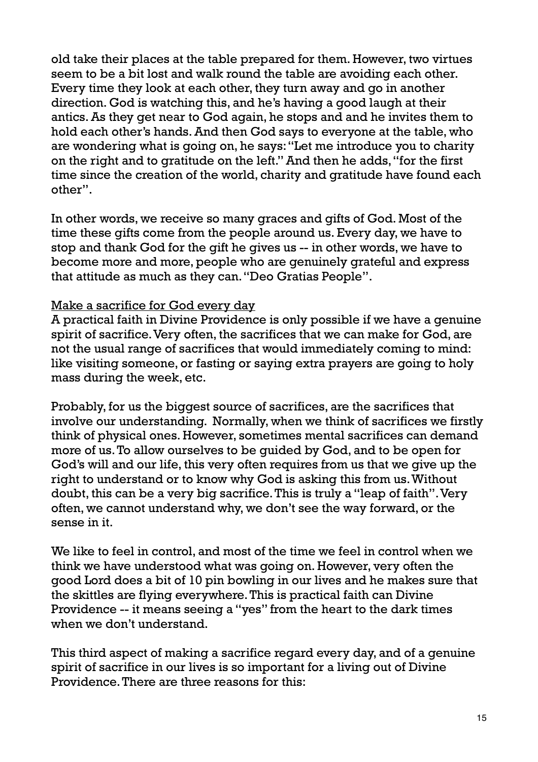old take their places at the table prepared for them. However, two virtues seem to be a bit lost and walk round the table are avoiding each other. Every time they look at each other, they turn away and go in another direction. God is watching this, and he's having a good laugh at their antics. As they get near to God again, he stops and and he invites them to hold each other's hands. And then God says to everyone at the table, who are wondering what is going on, he says: "Let me introduce you to charity on the right and to gratitude on the left." And then he adds, "for the first time since the creation of the world, charity and gratitude have found each other".

In other words, we receive so many graces and gifts of God. Most of the time these gifts come from the people around us. Every day, we have to stop and thank God for the gift he gives us -- in other words, we have to become more and more, people who are genuinely grateful and express that attitude as much as they can. "Deo Gratias People".

<u>Make a sacrifice for God every day</u>

A practical faith in Divine Providence is only possible if we have a genuine spirit of sacrifice. Very often, the sacrifices that we can make for God, are not the usual range of sacrifices that would immediately coming to mind: like visiting someone, or fasting or saying extra prayers are going to holy mass during the week, etc.

Probably, for us the biggest source of sacrifices, are the sacrifices that involve our understanding. Normally, when we think of sacrifices we firstly think of physical ones. However, sometimes mental sacrifices can demand more of us. To allow ourselves to be guided by God, and to be open for God's will and our life, this very often requires from us that we give up the right to understand or to know why God is asking this from us. Without doubt, this can be a very big sacrifice. This is truly a "leap of faith". Very often, we cannot understand why, we don't see the way forward, or the sense in it.

We like to feel in control, and most of the time we feel in control when we think we have understood what was going on. However, very often the good Lord does a bit of 10 pin bowling in our lives and he makes sure that the skittles are flying everywhere. This is practical faith can Divine Providence -- it means seeing a "yes" from the heart to the dark times when we don't understand.

This third aspect of making a sacrifice regard every day, and of a genuine spirit of sacrifice in our lives is so important for a living out of Divine Providence. There are three reasons for this: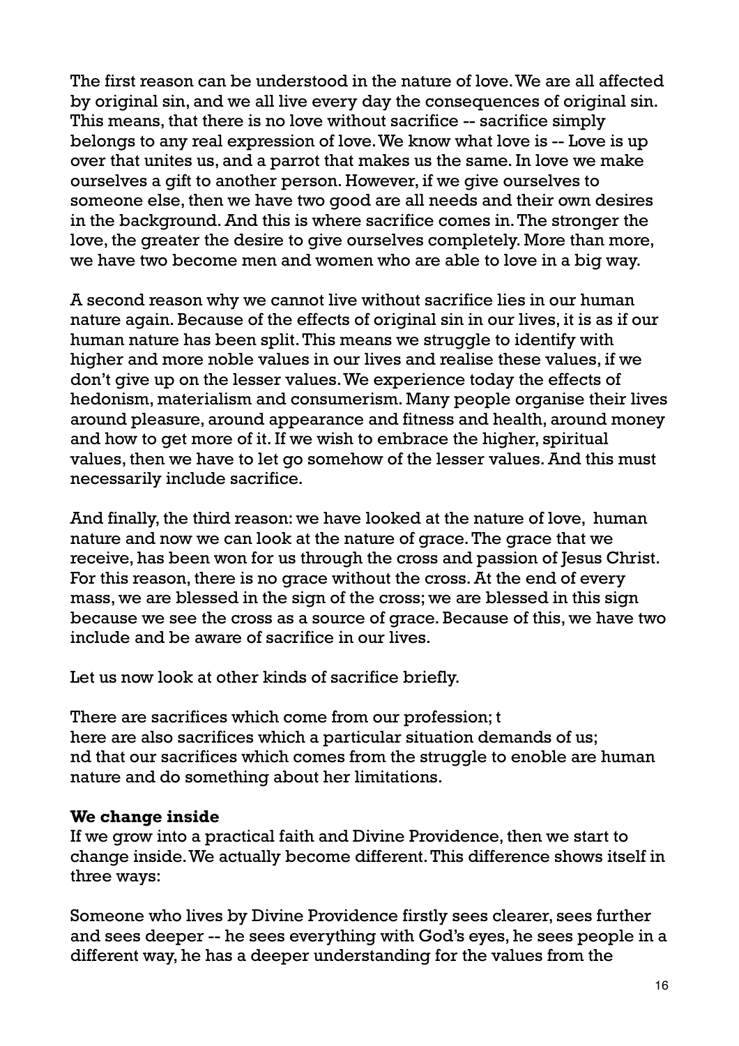The first reason can be understood in the nature of love. We are all affected by original sin, and we all live every day the consequences of original sin. This means, that there is no love without sacrifice -- sacrifice simply belongs to any real expression of love. We know what love is -- Love is up over that unites us, and a parrot that makes us the same. In love we make ourselves a gift to another person. However, if we give ourselves to someone else, then we have two good are all needs and their own desires in the background. And this is where sacrifice comes in. The stronger the love, the greater the desire to give ourselves completely. More than more, we have two become men and women who are able to love in a big way.

A second reason why we cannot live without sacrifice lies in our human nature again. Because of the effects of original sin in our lives, it is as if our human nature has been split. This means we struggle to identify with higher and more noble values in our lives and realise these values, if we don't give up on the lesser values. We experience today the effects of hedonism, materialism and consumerism. Many people organise their lives around pleasure, around appearance and fitness and health, around money and how to get more of it. If we wish to embrace the higher, spiritual values, then we have to let go somehow of the lesser values. And this must necessarily include sacrifice.

And finally, the third reason: we have looked at the nature of love, human nature and now we can look at the nature of grace. The grace that we receive, has been won for us through the cross and passion of Jesus Christ. For this reason, there is no grace without the cross. At the end of every mass, we are blessed in the sign of the cross; we are blessed in this sign because we see the cross as a source of grace. Because of this, we have two include and be aware of sacrifice in our lives.

Let us now look at other kinds of sacrifice briefly.

There are sacrifices which come from our profession; t
here are also sacrifices which a particular situation demands of us;
nd that our sacrifices which comes from the struggle to enoble are human nature and do something about her limitations.

**We change inside**

If we grow into a practical faith and Divine Providence, then we start to change inside. We actually become different. This difference shows itself in three ways:

Someone who lives by Divine Providence firstly sees clearer, sees further and sees deeper -- he sees everything with God's eyes, he sees people in a different way, he has a deeper understanding for the values from the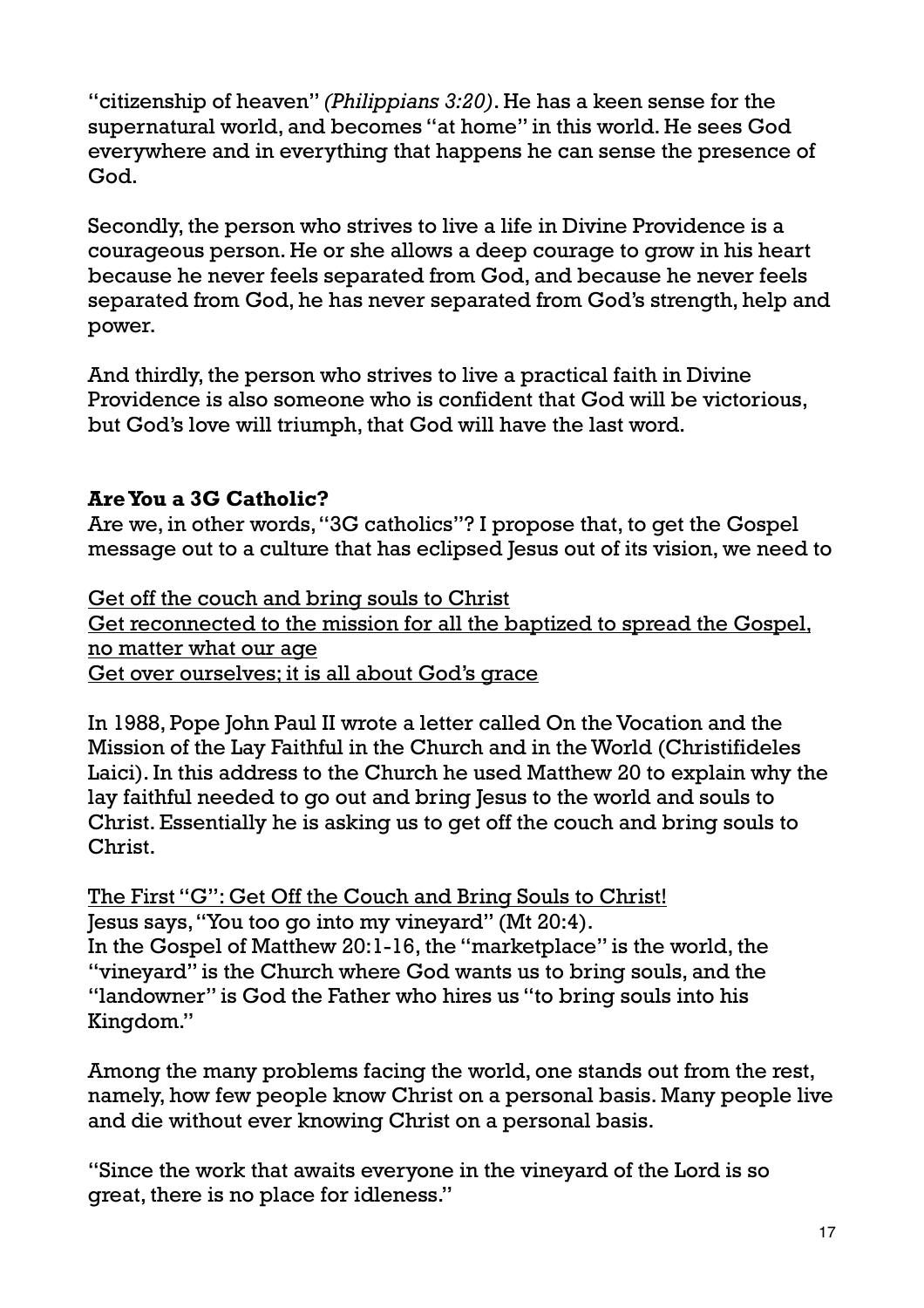"citizenship of heaven" *(Philippians 3:20)*. He has a keen sense for the supernatural world, and becomes "at home" in this world. He sees God everywhere and in everything that happens he can sense the presence of God.

Secondly, the person who strives to live a life in Divine Providence is a courageous person. He or she allows a deep courage to grow in his heart because he never feels separated from God, and because he never feels separated from God, he has never separated from God's strength, help and power.

And thirdly, the person who strives to live a practical faith in Divine Providence is also someone who is confident that God will be victorious, but God's love will triumph, that God will have the last word.

**Are You a 3G Catholic?**

Are we, in other words, "3G catholics"? I propose that, to get the Gospel message out to a culture that has eclipsed Jesus out of its vision, we need to

<u>Get off the couch and bring souls to Christ</u>
<u>Get reconnected to the mission for all the baptized to spread the Gospel, no matter what our age</u>
<u>Get over ourselves; it is all about God's grace</u>

In 1988, Pope John Paul II wrote a letter called On the Vocation and the Mission of the Lay Faithful in the Church and in the World (Christifideles Laici). In this address to the Church he used Matthew 20 to explain why the lay faithful needed to go out and bring Jesus to the world and souls to Christ. Essentially he is asking us to get off the couch and bring souls to Christ.

<u>The First "G": Get Off the Couch and Bring Souls to Christ!</u>
Jesus says, "You too go into my vineyard" (Mt 20:4).
In the Gospel of Matthew 20:1-16, the "marketplace" is the world, the "vineyard" is the Church where God wants us to bring souls, and the "landowner" is God the Father who hires us "to bring souls into his Kingdom."

Among the many problems facing the world, one stands out from the rest, namely, how few people know Christ on a personal basis. Many people live and die without ever knowing Christ on a personal basis.

"Since the work that awaits everyone in the vineyard of the Lord is so great, there is no place for idleness."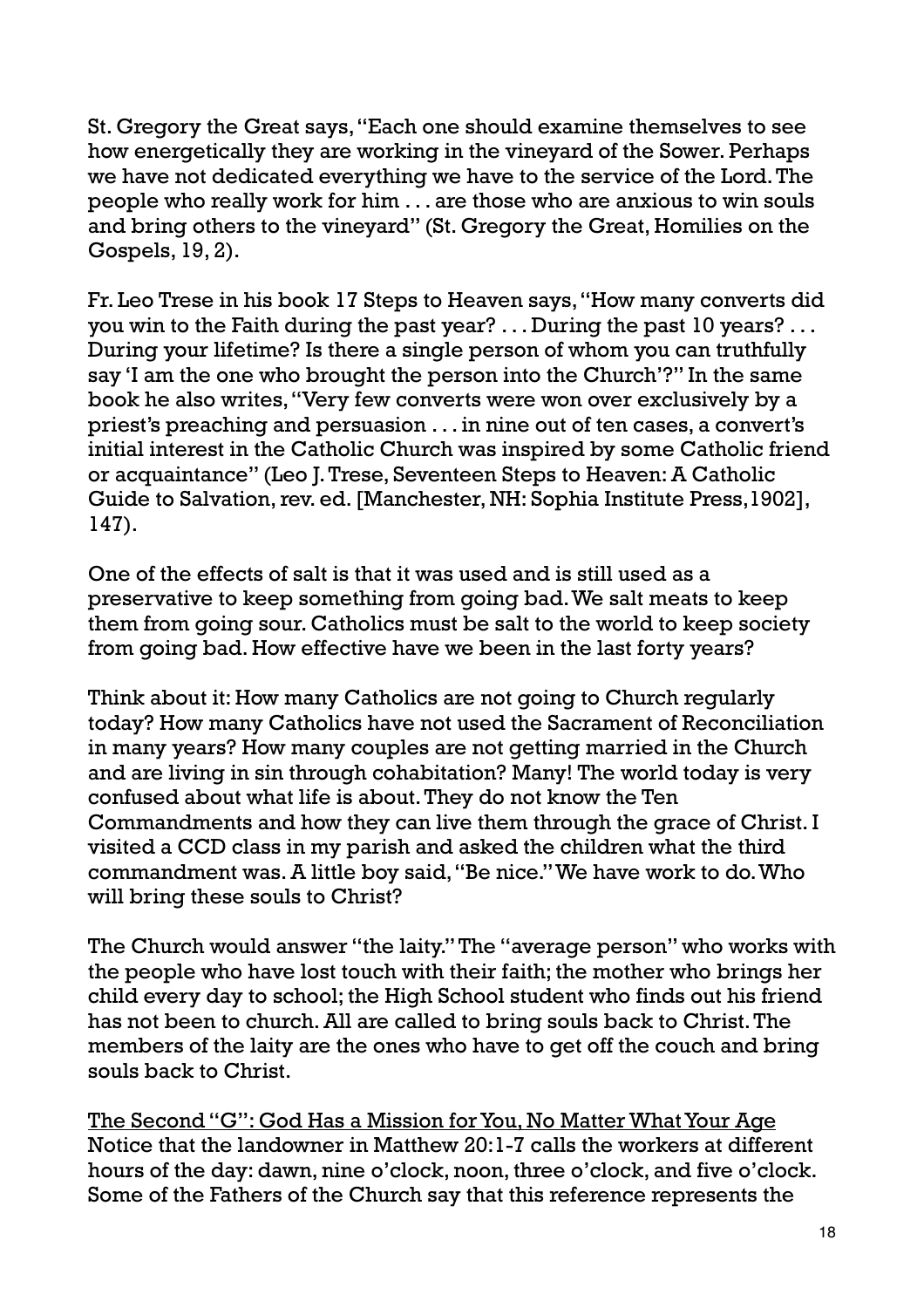St. Gregory the Great says, "Each one should examine themselves to see how energetically they are working in the vineyard of the Sower. Perhaps we have not dedicated everything we have to the service of the Lord. The people who really work for him . . . are those who are anxious to win souls and bring others to the vineyard" (St. Gregory the Great, Homilies on the Gospels, 19, 2).

Fr. Leo Trese in his book 17 Steps to Heaven says, "How many converts did you win to the Faith during the past year? . . . During the past 10 years? . . . During your lifetime? Is there a single person of whom you can truthfully say 'I am the one who brought the person into the Church'?" In the same book he also writes, "Very few converts were won over exclusively by a priest's preaching and persuasion . . . in nine out of ten cases, a convert's initial interest in the Catholic Church was inspired by some Catholic friend or acquaintance" (Leo J. Trese, Seventeen Steps to Heaven: A Catholic Guide to Salvation, rev. ed. [Manchester, NH: Sophia Institute Press,1902], 147).

One of the effects of salt is that it was used and is still used as a preservative to keep something from going bad. We salt meats to keep them from going sour. Catholics must be salt to the world to keep society from going bad. How effective have we been in the last forty years?

Think about it: How many Catholics are not going to Church regularly today? How many Catholics have not used the Sacrament of Reconciliation in many years? How many couples are not getting married in the Church and are living in sin through cohabitation? Many! The world today is very confused about what life is about. They do not know the Ten Commandments and how they can live them through the grace of Christ. I visited a CCD class in my parish and asked the children what the third commandment was. A little boy said, "Be nice." We have work to do. Who will bring these souls to Christ?

The Church would answer "the laity." The "average person" who works with the people who have lost touch with their faith; the mother who brings her child every day to school; the High School student who finds out his friend has not been to church. All are called to bring souls back to Christ. The members of the laity are the ones who have to get off the couch and bring souls back to Christ.

<u>The Second "G": God Has a Mission for You, No Matter What Your Age</u>
Notice that the landowner in Matthew 20:1-7 calls the workers at different hours of the day: dawn, nine o'clock, noon, three o'clock, and five o'clock. Some of the Fathers of the Church say that this reference represents the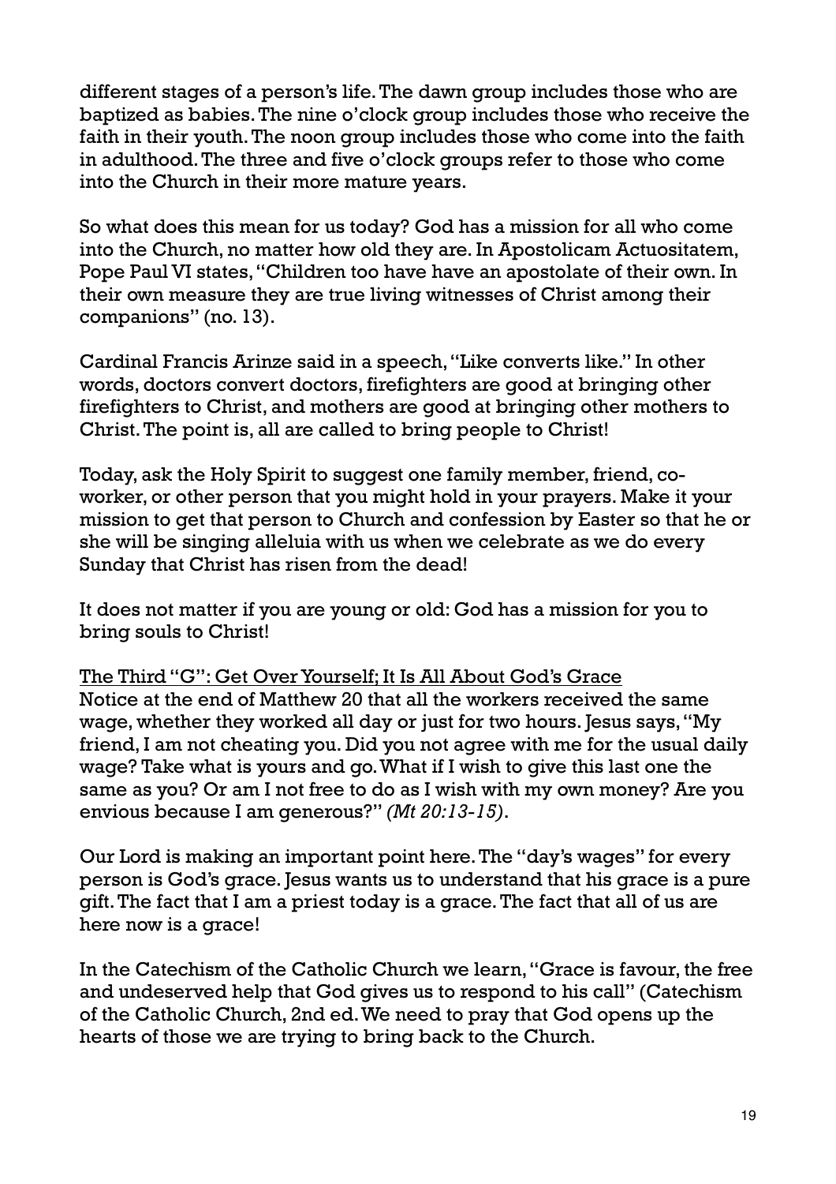different stages of a person's life. The dawn group includes those who are baptized as babies. The nine o'clock group includes those who receive the faith in their youth. The noon group includes those who come into the faith in adulthood. The three and five o'clock groups refer to those who come into the Church in their more mature years.

So what does this mean for us today? God has a mission for all who come into the Church, no matter how old they are. In Apostolicam Actuositatem, Pope Paul VI states, "Children too have have an apostolate of their own. In their own measure they are true living witnesses of Christ among their companions" (no. 13).

Cardinal Francis Arinze said in a speech, "Like converts like." In other words, doctors convert doctors, firefighters are good at bringing other firefighters to Christ, and mothers are good at bringing other mothers to Christ. The point is, all are called to bring people to Christ!

Today, ask the Holy Spirit to suggest one family member, friend, co-worker, or other person that you might hold in your prayers. Make it your mission to get that person to Church and confession by Easter so that he or she will be singing alleluia with us when we celebrate as we do every Sunday that Christ has risen from the dead!

It does not matter if you are young or old: God has a mission for you to bring souls to Christ!

<u>The Third "G": Get Over Yourself; It Is All About God's Grace</u>

Notice at the end of Matthew 20 that all the workers received the same wage, whether they worked all day or just for two hours. Jesus says, "My friend, I am not cheating you. Did you not agree with me for the usual daily wage? Take what is yours and go. What if I wish to give this last one the same as you? Or am I not free to do as I wish with my own money? Are you envious because I am generous?" *(Mt 20:13-15)*.

Our Lord is making an important point here. The "day's wages" for every person is God's grace. Jesus wants us to understand that his grace is a pure gift. The fact that I am a priest today is a grace. The fact that all of us are here now is a grace!

In the Catechism of the Catholic Church we learn, "Grace is favour, the free and undeserved help that God gives us to respond to his call" (Catechism of the Catholic Church, 2nd ed. We need to pray that God opens up the hearts of those we are trying to bring back to the Church.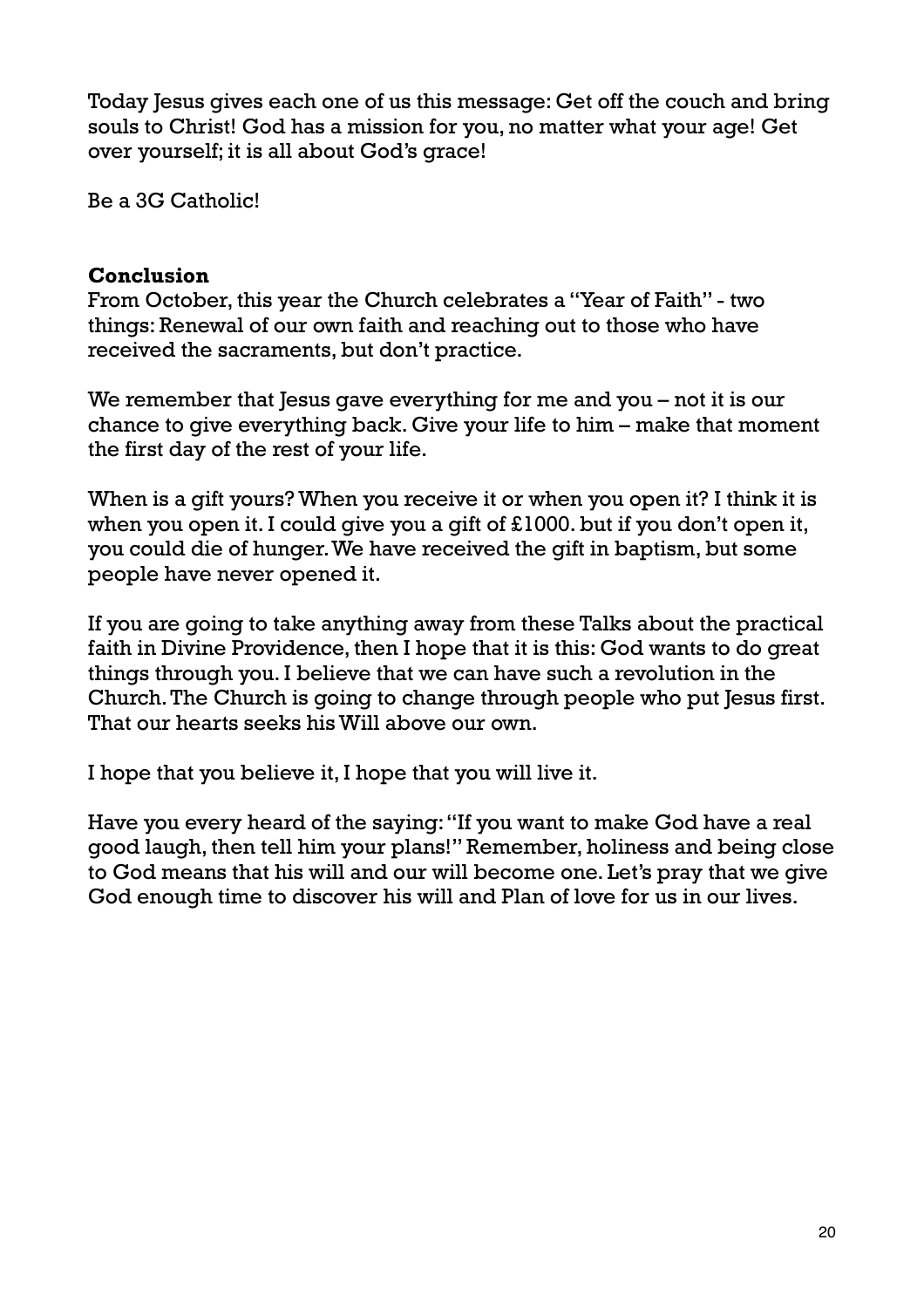Today Jesus gives each one of us this message: Get off the couch and bring souls to Christ! God has a mission for you, no matter what your age! Get over yourself; it is all about God's grace!

Be a 3G Catholic!

**Conclusion**

From October, this year the Church celebrates a "Year of Faith" - two things: Renewal of our own faith and reaching out to those who have received the sacraments, but don't practice.

We remember that Jesus gave everything for me and you – not it is our chance to give everything back. Give your life to him – make that moment the first day of the rest of your life.

When is a gift yours? When you receive it or when you open it? I think it is when you open it. I could give you a gift of £1000. but if you don't open it, you could die of hunger. We have received the gift in baptism, but some people have never opened it.

If you are going to take anything away from these Talks about the practical faith in Divine Providence, then I hope that it is this: God wants to do great things through you. I believe that we can have such a revolution in the Church. The Church is going to change through people who put Jesus first. That our hearts seeks his Will above our own.

I hope that you believe it, I hope that you will live it.

Have you every heard of the saying: "If you want to make God have a real good laugh, then tell him your plans!" Remember, holiness and being close to God means that his will and our will become one. Let's pray that we give God enough time to discover his will and Plan of love for us in our lives.